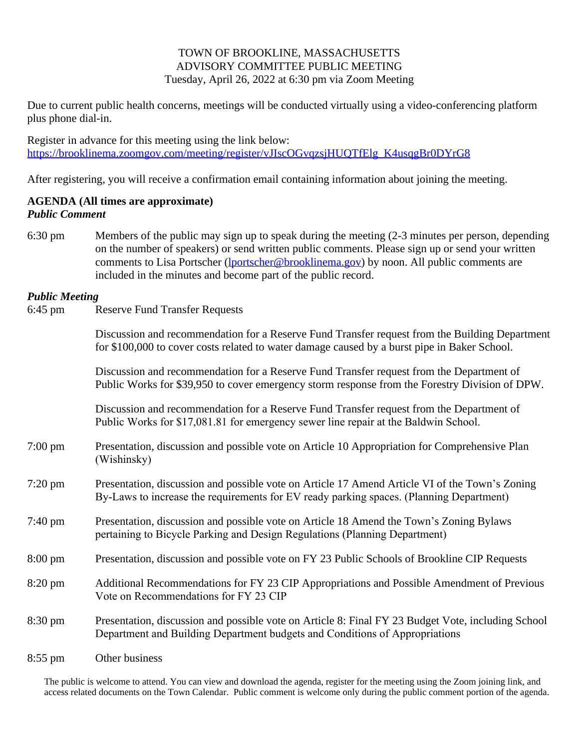TOWN OF BROOKLINE, MASSACHUSETTS
ADVISORY COMMITTEE PUBLIC MEETING
Tuesday, April 26, 2022 at 6:30 pm via Zoom Meeting

Due to current public health concerns, meetings will be conducted virtually using a video-conferencing platform plus phone dial-in.

Register in advance for this meeting using the link below:
https://brooklinema.zoomgov.com/meeting/register/vJIscOGvqzsjHUQTfElg_K4usqgBr0DYrG8

After registering, you will receive a confirmation email containing information about joining the meeting.

**AGENDA (All times are approximate)**
***Public Comment***

6:30 pm — Members of the public may sign up to speak during the meeting (2-3 minutes per person, depending on the number of speakers) or send written public comments. Please sign up or send your written comments to Lisa Portscher (lportscher@brooklinema.gov) by noon. All public comments are included in the minutes and become part of the public record.

***Public Meeting***

6:45 pm — Reserve Fund Transfer Requests

Discussion and recommendation for a Reserve Fund Transfer request from the Building Department for $100,000 to cover costs related to water damage caused by a burst pipe in Baker School.

Discussion and recommendation for a Reserve Fund Transfer request from the Department of Public Works for $39,950 to cover emergency storm response from the Forestry Division of DPW.

Discussion and recommendation for a Reserve Fund Transfer request from the Department of Public Works for $17,081.81 for emergency sewer line repair at the Baldwin School.

7:00 pm — Presentation, discussion and possible vote on Article 10 Appropriation for Comprehensive Plan (Wishinsky)

7:20 pm — Presentation, discussion and possible vote on Article 17 Amend Article VI of the Town's Zoning By-Laws to increase the requirements for EV ready parking spaces. (Planning Department)

7:40 pm — Presentation, discussion and possible vote on Article 18 Amend the Town's Zoning Bylaws pertaining to Bicycle Parking and Design Regulations (Planning Department)

8:00 pm — Presentation, discussion and possible vote on FY 23 Public Schools of Brookline CIP Requests

8:20 pm — Additional Recommendations for FY 23 CIP Appropriations and Possible Amendment of Previous Vote on Recommendations for FY 23 CIP

8:30 pm — Presentation, discussion and possible vote on Article 8: Final FY 23 Budget Vote, including School Department and Building Department budgets and Conditions of Appropriations

8:55 pm — Other business

The public is welcome to attend. You can view and download the agenda, register for the meeting using the Zoom joining link, and access related documents on the Town Calendar. Public comment is welcome only during the public comment portion of the agenda.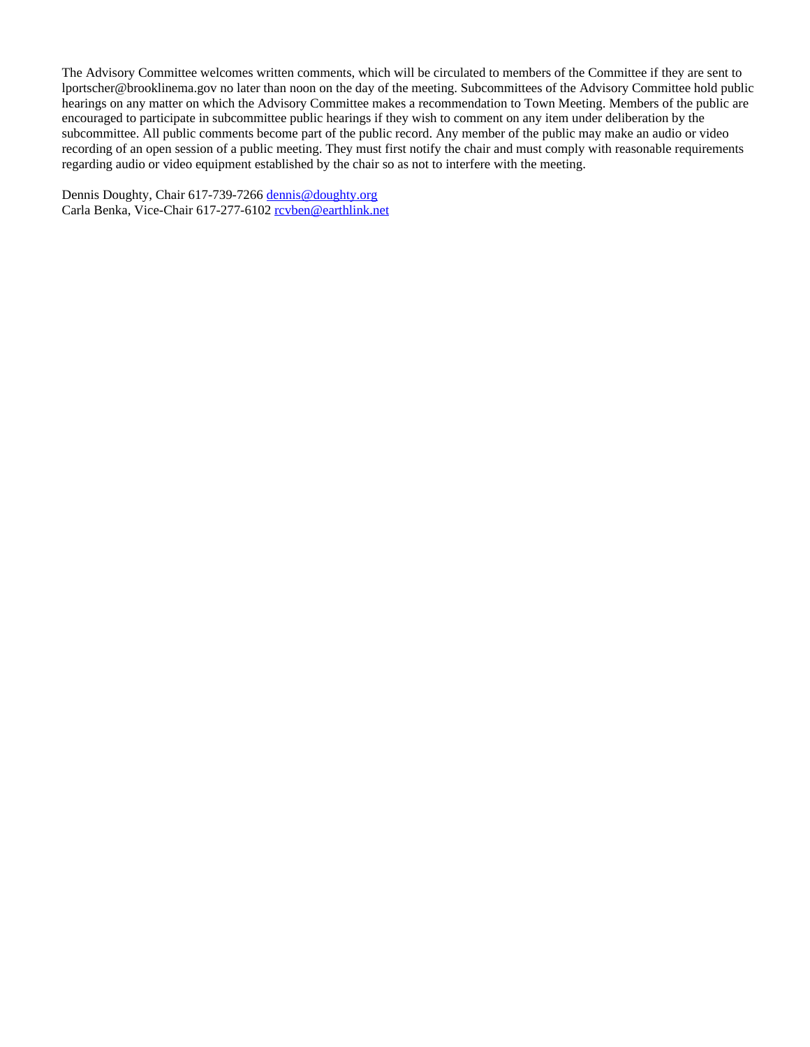The Advisory Committee welcomes written comments, which will be circulated to members of the Committee if they are sent to lportscher@brooklinema.gov no later than noon on the day of the meeting. Subcommittees of the Advisory Committee hold public hearings on any matter on which the Advisory Committee makes a recommendation to Town Meeting. Members of the public are encouraged to participate in subcommittee public hearings if they wish to comment on any item under deliberation by the subcommittee. All public comments become part of the public record. Any member of the public may make an audio or video recording of an open session of a public meeting. They must first notify the chair and must comply with reasonable requirements regarding audio or video equipment established by the chair so as not to interfere with the meeting.

Dennis Doughty, Chair 617-739-7266 dennis@doughty.org
Carla Benka, Vice-Chair 617-277-6102 rcvben@earthlink.net